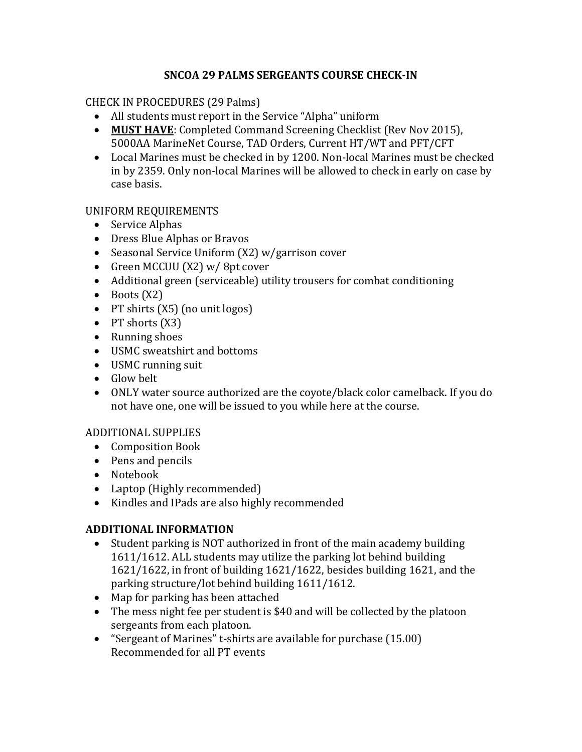# SNCOA 29 PALMS SERGEANTS COURSE CHECK-IN

CHECK IN PROCEDURES (29 Palms)

- All students must report in the Service "Alpha" uniform
- **MUST HAVE**: Completed Command Screening Checklist (Rev Nov 2015), 5000AA MarineNet Course, TAD Orders, Current HT/WT and PFT/CFT
- Local Marines must be checked in by 1200. Non-local Marines must be checked in by 2359. Only non-local Marines will be allowed to check in early on case by case basis.

UNIFORM REQUIREMENTS

- Service Alphas
- Dress Blue Alphas or Bravos
- Seasonal Service Uniform (X2) w/garrison cover
- Green MCCUU (X2) w/ 8pt cover
- Additional green (serviceable) utility trousers for combat conditioning
- Boots (X2)
- PT shirts (X5) (no unit logos)
- PT shorts (X3)
- Running shoes
- USMC sweatshirt and bottoms
- USMC running suit
- Glow belt
- ONLY water source authorized are the coyote/black color camelback. If you do not have one, one will be issued to you while here at the course.

ADDITIONAL SUPPLIES

- Composition Book
- Pens and pencils
- Notebook
- Laptop (Highly recommended)
- Kindles and IPads are also highly recommended

**ADDITIONAL INFORMATION**

- Student parking is NOT authorized in front of the main academy building 1611/1612. ALL students may utilize the parking lot behind building 1621/1622, in front of building 1621/1622, besides building 1621, and the parking structure/lot behind building 1611/1612.
- Map for parking has been attached
- The mess night fee per student is $40 and will be collected by the platoon sergeants from each platoon.
- "Sergeant of Marines" t-shirts are available for purchase (15.00) Recommended for all PT events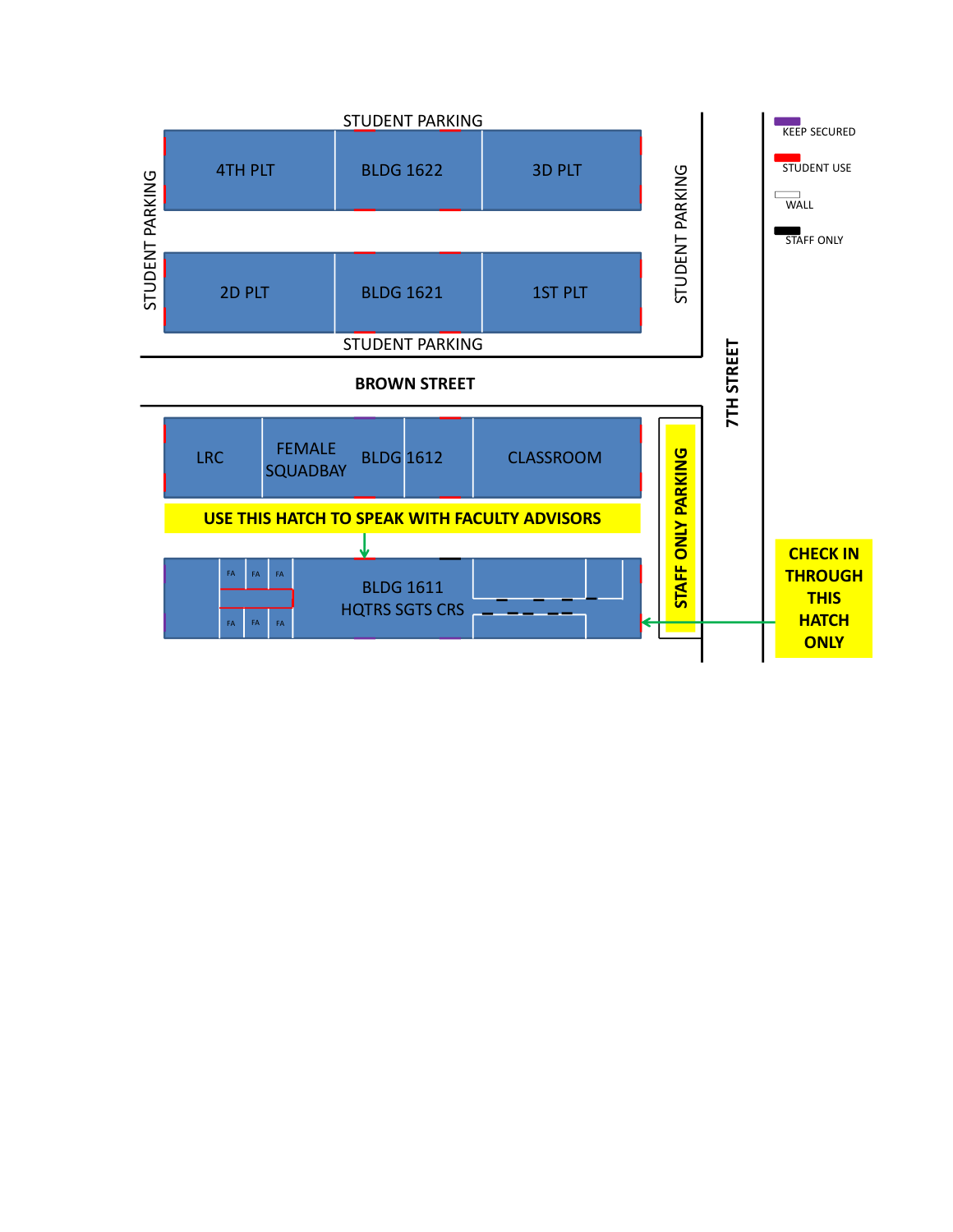STUDENT PARKING

4TH PLT

BLDG 1622

3D PLT

STUDENT PARKING

STUDENT PARKING

2D PLT

BLDG 1621

1ST PLT

STUDENT PARKING

KEEP SECURED

STUDENT USE

WALL

STAFF ONLY

**BROWN STREET**

**7TH STREET**

LRC

FEMALE SQUADBAY

BLDG 1612

CLASSROOM

**STAFF ONLY PARKING**

**USE THIS HATCH TO SPEAK WITH FACULTY ADVISORS**

FA FA FA

FA FA FA

BLDG 1611
HQTRS SGTS CRS

**CHECK IN THROUGH THIS HATCH ONLY**